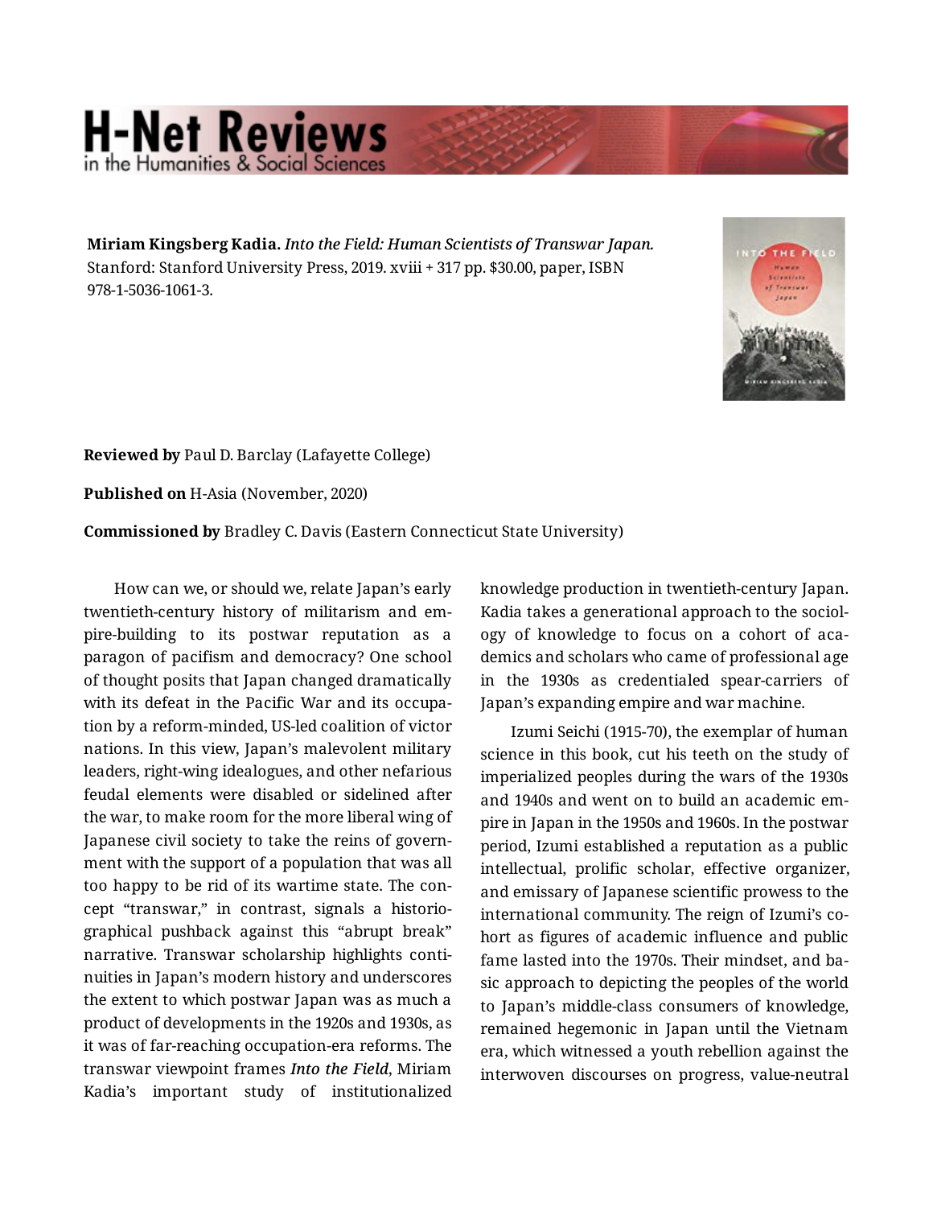**Miriam Kingsberg Kadia.** ***Into the Field: Human Scientists of Transwar Japan.*** Stanford: Stanford University Press, 2019. xviii + 317 pp. $30.00, paper, ISBN 978-1-5036-1061-3.

**Reviewed by** Paul D. Barclay (Lafayette College)

**Published on** H-Asia (November, 2020)

**Commissioned by** Bradley C. Davis (Eastern Connecticut State University)

How can we, or should we, relate Japan's early twentieth-century history of militarism and empire-building to its postwar reputation as a paragon of pacifism and democracy? One school of thought posits that Japan changed dramatically with its defeat in the Pacific War and its occupation by a reform-minded, US-led coalition of victor nations. In this view, Japan's malevolent military leaders, right-wing idealogues, and other nefarious feudal elements were disabled or sidelined after the war, to make room for the more liberal wing of Japanese civil society to take the reins of government with the support of a population that was all too happy to be rid of its wartime state. The concept "transwar," in contrast, signals a historiographical pushback against this "abrupt break" narrative. Transwar scholarship highlights continuities in Japan's modern history and underscores the extent to which postwar Japan was as much a product of developments in the 1920s and 1930s, as it was of far-reaching occupation-era reforms. The transwar viewpoint frames ***Into the Field***, Miriam Kadia's important study of institutionalized knowledge production in twentieth-century Japan. Kadia takes a generational approach to the sociology of knowledge to focus on a cohort of academics and scholars who came of professional age in the 1930s as credentialed spear-carriers of Japan's expanding empire and war machine.

Izumi Seichi (1915-70), the exemplar of human science in this book, cut his teeth on the study of imperialized peoples during the wars of the 1930s and 1940s and went on to build an academic empire in Japan in the 1950s and 1960s. In the postwar period, Izumi established a reputation as a public intellectual, prolific scholar, effective organizer, and emissary of Japanese scientific prowess to the international community. The reign of Izumi's cohort as figures of academic influence and public fame lasted into the 1970s. Their mindset, and basic approach to depicting the peoples of the world to Japan's middle-class consumers of knowledge, remained hegemonic in Japan until the Vietnam era, which witnessed a youth rebellion against the interwoven discourses on progress, value-neutral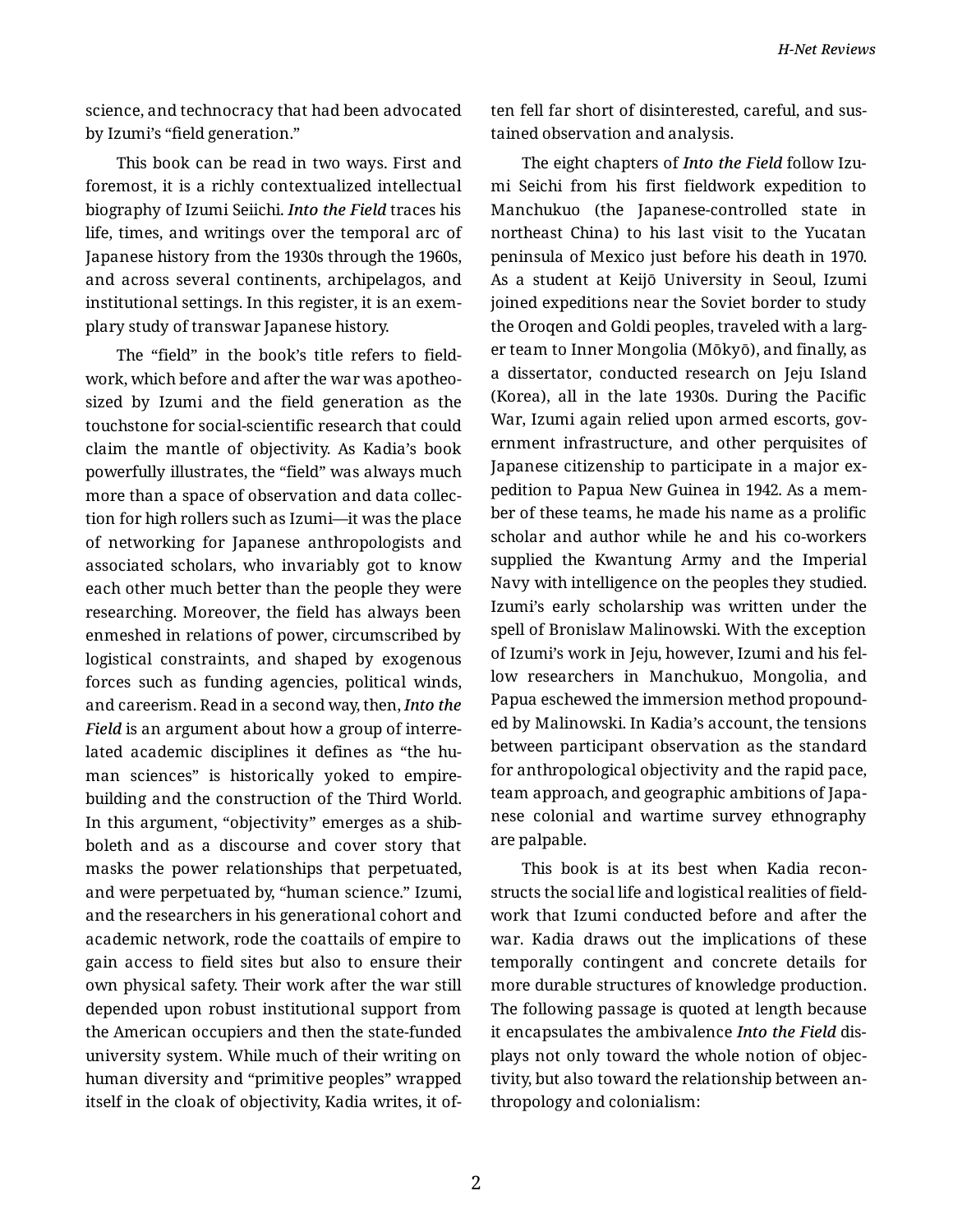science, and technocracy that had been advocated by Izumi's "field generation."

This book can be read in two ways. First and foremost, it is a richly contextualized intellectual biography of Izumi Seiichi. *Into the Field* traces his life, times, and writings over the temporal arc of Japanese history from the 1930s through the 1960s, and across several continents, archipelagos, and institutional settings. In this register, it is an exemplary study of transwar Japanese history.

The "field" in the book's title refers to fieldwork, which before and after the war was apotheosized by Izumi and the field generation as the touchstone for social-scientific research that could claim the mantle of objectivity. As Kadia's book powerfully illustrates, the "field" was always much more than a space of observation and data collection for high rollers such as Izumi—it was the place of networking for Japanese anthropologists and associated scholars, who invariably got to know each other much better than the people they were researching. Moreover, the field has always been enmeshed in relations of power, circumscribed by logistical constraints, and shaped by exogenous forces such as funding agencies, political winds, and careerism. Read in a second way, then, *Into the Field* is an argument about how a group of interrelated academic disciplines it defines as "the human sciences" is historically yoked to empire-building and the construction of the Third World. In this argument, "objectivity" emerges as a shibboleth and as a discourse and cover story that masks the power relationships that perpetuated, and were perpetuated by, "human science." Izumi, and the researchers in his generational cohort and academic network, rode the coattails of empire to gain access to field sites but also to ensure their own physical safety. Their work after the war still depended upon robust institutional support from the American occupiers and then the state-funded university system. While much of their writing on human diversity and "primitive peoples" wrapped itself in the cloak of objectivity, Kadia writes, it often fell far short of disinterested, careful, and sustained observation and analysis.

The eight chapters of *Into the Field* follow Izumi Seichi from his first fieldwork expedition to Manchukuo (the Japanese-controlled state in northeast China) to his last visit to the Yucatan peninsula of Mexico just before his death in 1970. As a student at Keijō University in Seoul, Izumi joined expeditions near the Soviet border to study the Oroqen and Goldi peoples, traveled with a larger team to Inner Mongolia (Mōkyō), and finally, as a dissertator, conducted research on Jeju Island (Korea), all in the late 1930s. During the Pacific War, Izumi again relied upon armed escorts, government infrastructure, and other perquisites of Japanese citizenship to participate in a major expedition to Papua New Guinea in 1942. As a member of these teams, he made his name as a prolific scholar and author while he and his co-workers supplied the Kwantung Army and the Imperial Navy with intelligence on the peoples they studied. Izumi's early scholarship was written under the spell of Bronislaw Malinowski. With the exception of Izumi's work in Jeju, however, Izumi and his fellow researchers in Manchukuo, Mongolia, and Papua eschewed the immersion method propounded by Malinowski. In Kadia's account, the tensions between participant observation as the standard for anthropological objectivity and the rapid pace, team approach, and geographic ambitions of Japanese colonial and wartime survey ethnography are palpable.

This book is at its best when Kadia reconstructs the social life and logistical realities of fieldwork that Izumi conducted before and after the war. Kadia draws out the implications of these temporally contingent and concrete details for more durable structures of knowledge production. The following passage is quoted at length because it encapsulates the ambivalence *Into the Field* displays not only toward the whole notion of objectivity, but also toward the relationship between anthropology and colonialism: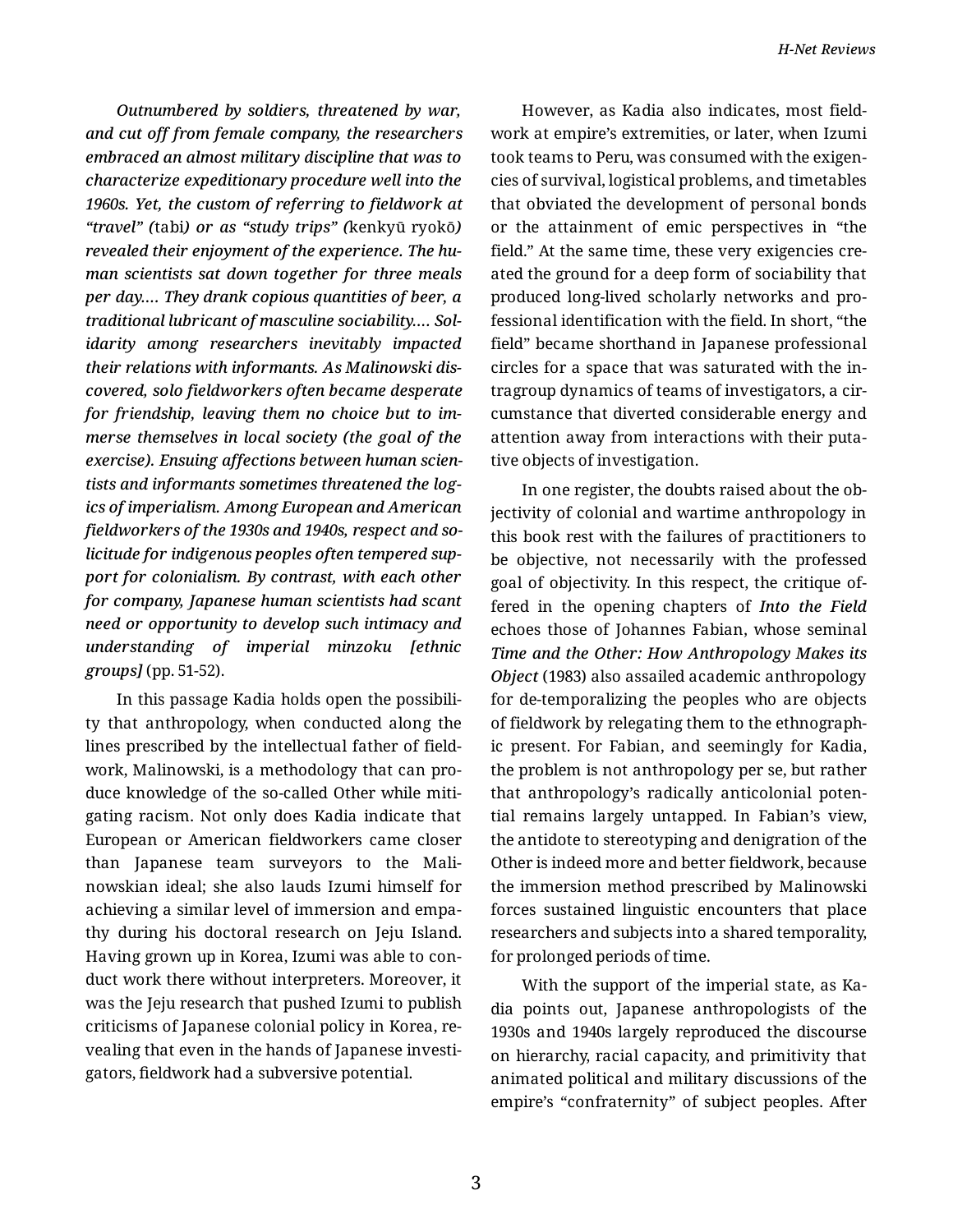*Outnumbered by soldiers, threatened by war, and cut off from female company, the researchers embraced an almost military discipline that was to characterize expeditionary procedure well into the 1960s. Yet, the custom of referring to fieldwork at "travel" (*tabi*) or as "study trips" (*kenkyū ryokō*) revealed their enjoyment of the experience. The human scientists sat down together for three meals per day.... They drank copious quantities of beer, a traditional lubricant of masculine sociability.... Solidarity among researchers inevitably impacted their relations with informants. As Malinowski discovered, solo fieldworkers often became desperate for friendship, leaving them no choice but to immerse themselves in local society (the goal of the exercise). Ensuing affections between human scientists and informants sometimes threatened the logics of imperialism. Among European and American fieldworkers of the 1930s and 1940s, respect and solicitude for indigenous peoples often tempered support for colonialism. By contrast, with each other for company, Japanese human scientists had scant need or opportunity to develop such intimacy and understanding of imperial minzoku [ethnic groups]* (pp. 51-52).

In this passage Kadia holds open the possibility that anthropology, when conducted along the lines prescribed by the intellectual father of fieldwork, Malinowski, is a methodology that can produce knowledge of the so-called Other while mitigating racism. Not only does Kadia indicate that European or American fieldworkers came closer than Japanese team surveyors to the Malinowskian ideal; she also lauds Izumi himself for achieving a similar level of immersion and empathy during his doctoral research on Jeju Island. Having grown up in Korea, Izumi was able to conduct work there without interpreters. Moreover, it was the Jeju research that pushed Izumi to publish criticisms of Japanese colonial policy in Korea, revealing that even in the hands of Japanese investigators, fieldwork had a subversive potential.

However, as Kadia also indicates, most fieldwork at empire's extremities, or later, when Izumi took teams to Peru, was consumed with the exigencies of survival, logistical problems, and timetables that obviated the development of personal bonds or the attainment of emic perspectives in "the field." At the same time, these very exigencies created the ground for a deep form of sociability that produced long-lived scholarly networks and professional identification with the field. In short, "the field" became shorthand in Japanese professional circles for a space that was saturated with the intragroup dynamics of teams of investigators, a circumstance that diverted considerable energy and attention away from interactions with their putative objects of investigation.

In one register, the doubts raised about the objectivity of colonial and wartime anthropology in this book rest with the failures of practitioners to be objective, not necessarily with the professed goal of objectivity. In this respect, the critique offered in the opening chapters of *Into the Field* echoes those of Johannes Fabian, whose seminal *Time and the Other: How Anthropology Makes its Object* (1983) also assailed academic anthropology for de-temporalizing the peoples who are objects of fieldwork by relegating them to the ethnographic present. For Fabian, and seemingly for Kadia, the problem is not anthropology per se, but rather that anthropology's radically anticolonial potential remains largely untapped. In Fabian's view, the antidote to stereotyping and denigration of the Other is indeed more and better fieldwork, because the immersion method prescribed by Malinowski forces sustained linguistic encounters that place researchers and subjects into a shared temporality, for prolonged periods of time.

With the support of the imperial state, as Kadia points out, Japanese anthropologists of the 1930s and 1940s largely reproduced the discourse on hierarchy, racial capacity, and primitivity that animated political and military discussions of the empire's "confraternity" of subject peoples. After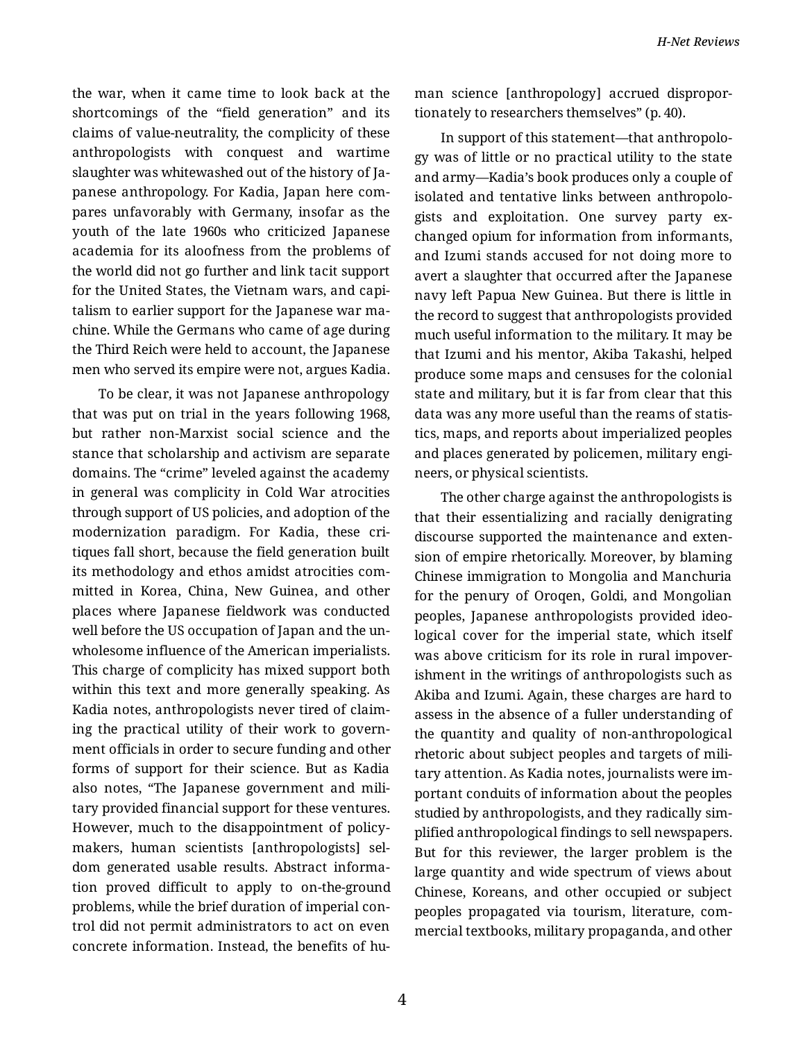the war, when it came time to look back at the shortcomings of the "field generation" and its claims of value-neutrality, the complicity of these anthropologists with conquest and wartime slaughter was whitewashed out of the history of Japanese anthropology. For Kadia, Japan here compares unfavorably with Germany, insofar as the youth of the late 1960s who criticized Japanese academia for its aloofness from the problems of the world did not go further and link tacit support for the United States, the Vietnam wars, and capitalism to earlier support for the Japanese war machine. While the Germans who came of age during the Third Reich were held to account, the Japanese men who served its empire were not, argues Kadia.

To be clear, it was not Japanese anthropology that was put on trial in the years following 1968, but rather non-Marxist social science and the stance that scholarship and activism are separate domains. The "crime" leveled against the academy in general was complicity in Cold War atrocities through support of US policies, and adoption of the modernization paradigm. For Kadia, these critiques fall short, because the field generation built its methodology and ethos amidst atrocities committed in Korea, China, New Guinea, and other places where Japanese fieldwork was conducted well before the US occupation of Japan and the unwholesome influence of the American imperialists. This charge of complicity has mixed support both within this text and more generally speaking. As Kadia notes, anthropologists never tired of claiming the practical utility of their work to government officials in order to secure funding and other forms of support for their science. But as Kadia also notes, "The Japanese government and military provided financial support for these ventures. However, much to the disappointment of policymakers, human scientists [anthropologists] seldom generated usable results. Abstract information proved difficult to apply to on-the-ground problems, while the brief duration of imperial control did not permit administrators to act on even concrete information. Instead, the benefits of human science [anthropology] accrued disproportionately to researchers themselves" (p. 40).

In support of this statement—that anthropology was of little or no practical utility to the state and army—Kadia's book produces only a couple of isolated and tentative links between anthropologists and exploitation. One survey party exchanged opium for information from informants, and Izumi stands accused for not doing more to avert a slaughter that occurred after the Japanese navy left Papua New Guinea. But there is little in the record to suggest that anthropologists provided much useful information to the military. It may be that Izumi and his mentor, Akiba Takashi, helped produce some maps and censuses for the colonial state and military, but it is far from clear that this data was any more useful than the reams of statistics, maps, and reports about imperialized peoples and places generated by policemen, military engineers, or physical scientists.

The other charge against the anthropologists is that their essentializing and racially denigrating discourse supported the maintenance and extension of empire rhetorically. Moreover, by blaming Chinese immigration to Mongolia and Manchuria for the penury of Oroqen, Goldi, and Mongolian peoples, Japanese anthropologists provided ideological cover for the imperial state, which itself was above criticism for its role in rural impoverishment in the writings of anthropologists such as Akiba and Izumi. Again, these charges are hard to assess in the absence of a fuller understanding of the quantity and quality of non-anthropological rhetoric about subject peoples and targets of military attention. As Kadia notes, journalists were important conduits of information about the peoples studied by anthropologists, and they radically simplified anthropological findings to sell newspapers. But for this reviewer, the larger problem is the large quantity and wide spectrum of views about Chinese, Koreans, and other occupied or subject peoples propagated via tourism, literature, commercial textbooks, military propaganda, and other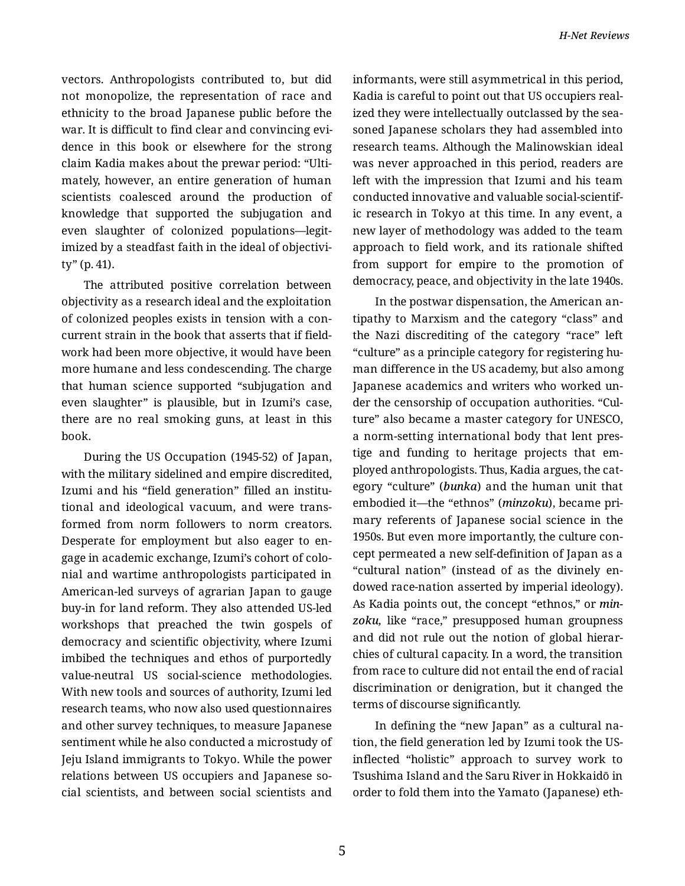vectors. Anthropologists contributed to, but did not monopolize, the representation of race and ethnicity to the broad Japanese public before the war. It is difficult to find clear and convincing evidence in this book or elsewhere for the strong claim Kadia makes about the prewar period: "Ultimately, however, an entire generation of human scientists coalesced around the production of knowledge that supported the subjugation and even slaughter of colonized populations—legitimized by a steadfast faith in the ideal of objectivity" (p. 41).

The attributed positive correlation between objectivity as a research ideal and the exploitation of colonized peoples exists in tension with a concurrent strain in the book that asserts that if fieldwork had been more objective, it would have been more humane and less condescending. The charge that human science supported "subjugation and even slaughter" is plausible, but in Izumi's case, there are no real smoking guns, at least in this book.

During the US Occupation (1945-52) of Japan, with the military sidelined and empire discredited, Izumi and his "field generation" filled an institutional and ideological vacuum, and were transformed from norm followers to norm creators. Desperate for employment but also eager to engage in academic exchange, Izumi's cohort of colonial and wartime anthropologists participated in American-led surveys of agrarian Japan to gauge buy-in for land reform. They also attended US-led workshops that preached the twin gospels of democracy and scientific objectivity, where Izumi imbibed the techniques and ethos of purportedly value-neutral US social-science methodologies. With new tools and sources of authority, Izumi led research teams, who now also used questionnaires and other survey techniques, to measure Japanese sentiment while he also conducted a microstudy of Jeju Island immigrants to Tokyo. While the power relations between US occupiers and Japanese social scientists, and between social scientists and informants, were still asymmetrical in this period, Kadia is careful to point out that US occupiers realized they were intellectually outclassed by the seasoned Japanese scholars they had assembled into research teams. Although the Malinowskian ideal was never approached in this period, readers are left with the impression that Izumi and his team conducted innovative and valuable social-scientific research in Tokyo at this time. In any event, a new layer of methodology was added to the team approach to field work, and its rationale shifted from support for empire to the promotion of democracy, peace, and objectivity in the late 1940s.

In the postwar dispensation, the American antipathy to Marxism and the category "class" and the Nazi discrediting of the category "race" left "culture" as a principle category for registering human difference in the US academy, but also among Japanese academics and writers who worked under the censorship of occupation authorities. "Culture" also became a master category for UNESCO, a norm-setting international body that lent prestige and funding to heritage projects that employed anthropologists. Thus, Kadia argues, the category "culture" (***bunka***) and the human unit that embodied it—the "ethnos" (***minzoku***), became primary referents of Japanese social science in the 1950s. But even more importantly, the culture concept permeated a new self-definition of Japan as a "cultural nation" (instead of as the divinely endowed race-nation asserted by imperial ideology). As Kadia points out, the concept "ethnos," or ***minzoku***, like "race," presupposed human groupness and did not rule out the notion of global hierarchies of cultural capacity. In a word, the transition from race to culture did not entail the end of racial discrimination or denigration, but it changed the terms of discourse significantly.

In defining the "new Japan" as a cultural nation, the field generation led by Izumi took the US-inflected "holistic" approach to survey work to Tsushima Island and the Saru River in Hokkaidō in order to fold them into the Yamato (Japanese) eth-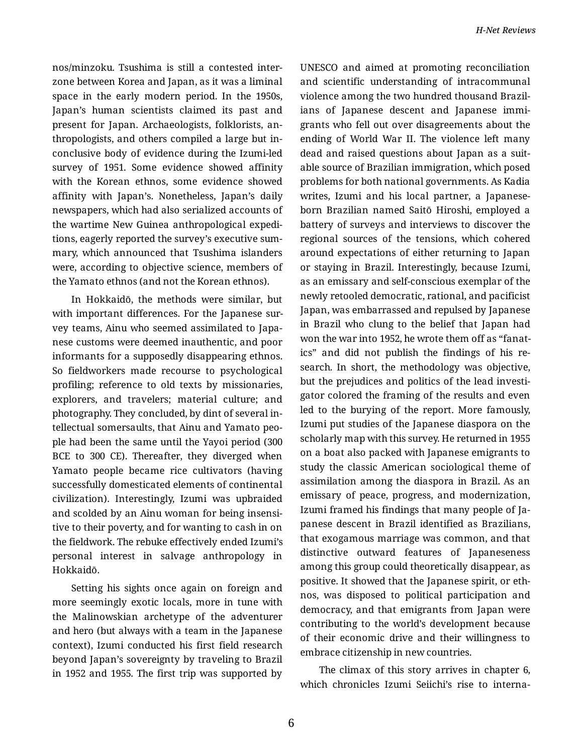nos/minzoku. Tsushima is still a contested interzone between Korea and Japan, as it was a liminal space in the early modern period. In the 1950s, Japan's human scientists claimed its past and present for Japan. Archaeologists, folklorists, anthropologists, and others compiled a large but inconclusive body of evidence during the Izumi-led survey of 1951. Some evidence showed affinity with the Korean ethnos, some evidence showed affinity with Japan's. Nonetheless, Japan's daily newspapers, which had also serialized accounts of the wartime New Guinea anthropological expeditions, eagerly reported the survey's executive summary, which announced that Tsushima islanders were, according to objective science, members of the Yamato ethnos (and not the Korean ethnos).

In Hokkaidō, the methods were similar, but with important differences. For the Japanese survey teams, Ainu who seemed assimilated to Japanese customs were deemed inauthentic, and poor informants for a supposedly disappearing ethnos. So fieldworkers made recourse to psychological profiling; reference to old texts by missionaries, explorers, and travelers; material culture; and photography. They concluded, by dint of several intellectual somersaults, that Ainu and Yamato people had been the same until the Yayoi period (300 BCE to 300 CE). Thereafter, they diverged when Yamato people became rice cultivators (having successfully domesticated elements of continental civilization). Interestingly, Izumi was upbraided and scolded by an Ainu woman for being insensitive to their poverty, and for wanting to cash in on the fieldwork. The rebuke effectively ended Izumi's personal interest in salvage anthropology in Hokkaidō.

Setting his sights once again on foreign and more seemingly exotic locals, more in tune with the Malinowskian archetype of the adventurer and hero (but always with a team in the Japanese context), Izumi conducted his first field research beyond Japan's sovereignty by traveling to Brazil in 1952 and 1955. The first trip was supported by UNESCO and aimed at promoting reconciliation and scientific understanding of intracommunal violence among the two hundred thousand Brazilians of Japanese descent and Japanese immigrants who fell out over disagreements about the ending of World War II. The violence left many dead and raised questions about Japan as a suitable source of Brazilian immigration, which posed problems for both national governments. As Kadia writes, Izumi and his local partner, a Japanese-born Brazilian named Saitō Hiroshi, employed a battery of surveys and interviews to discover the regional sources of the tensions, which cohered around expectations of either returning to Japan or staying in Brazil. Interestingly, because Izumi, as an emissary and self-conscious exemplar of the newly retooled democratic, rational, and pacificist Japan, was embarrassed and repulsed by Japanese in Brazil who clung to the belief that Japan had won the war into 1952, he wrote them off as "fanatics" and did not publish the findings of his research. In short, the methodology was objective, but the prejudices and politics of the lead investigator colored the framing of the results and even led to the burying of the report. More famously, Izumi put studies of the Japanese diaspora on the scholarly map with this survey. He returned in 1955 on a boat also packed with Japanese emigrants to study the classic American sociological theme of assimilation among the diaspora in Brazil. As an emissary of peace, progress, and modernization, Izumi framed his findings that many people of Japanese descent in Brazil identified as Brazilians, that exogamous marriage was common, and that distinctive outward features of Japaneseness among this group could theoretically disappear, as positive. It showed that the Japanese spirit, or ethnos, was disposed to political participation and democracy, and that emigrants from Japan were contributing to the world's development because of their economic drive and their willingness to embrace citizenship in new countries.

The climax of this story arrives in chapter 6, which chronicles Izumi Seiichi's rise to interna-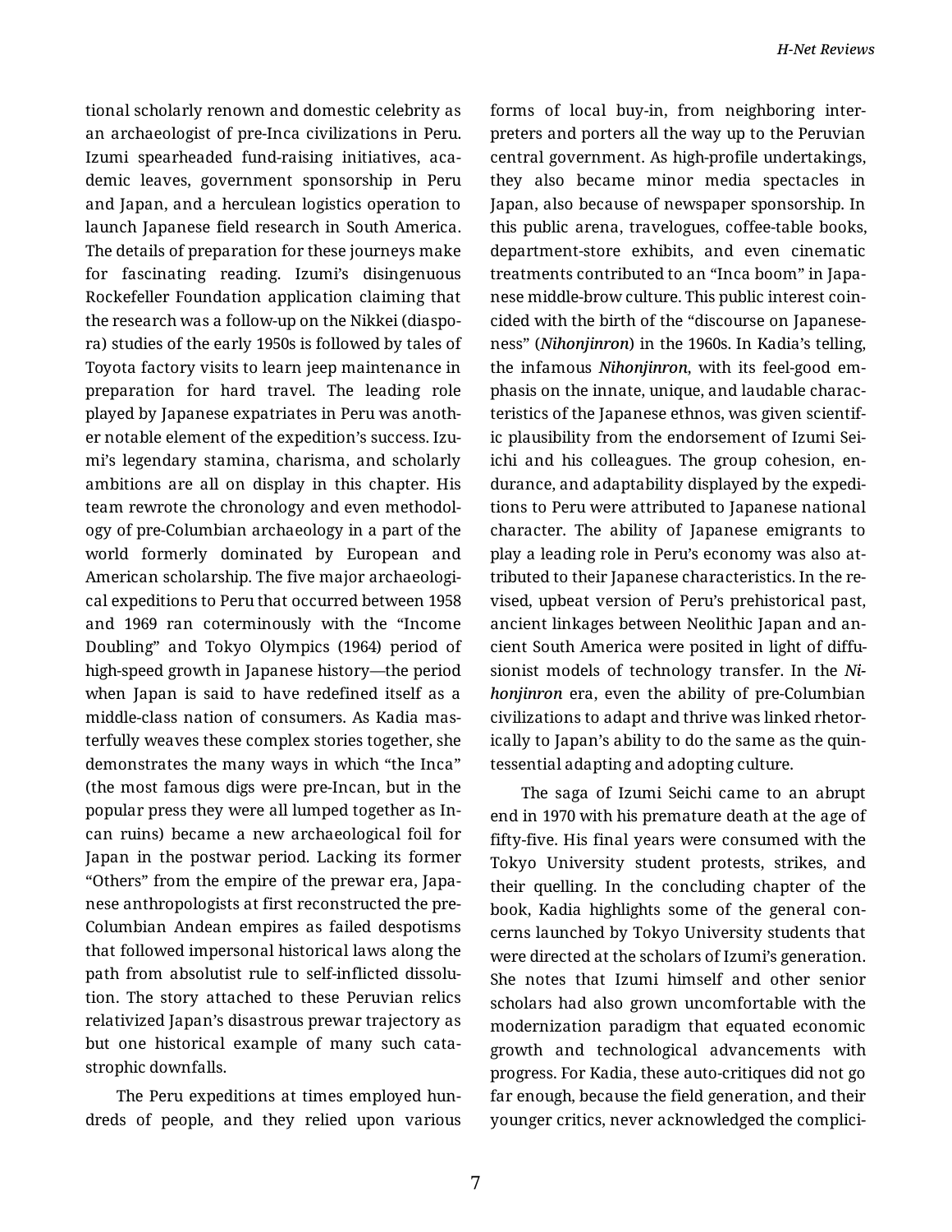tional scholarly renown and domestic celebrity as an archaeologist of pre-Inca civilizations in Peru. Izumi spearheaded fund-raising initiatives, academic leaves, government sponsorship in Peru and Japan, and a herculean logistics operation to launch Japanese field research in South America. The details of preparation for these journeys make for fascinating reading. Izumi's disingenuous Rockefeller Foundation application claiming that the research was a follow-up on the Nikkei (diaspora) studies of the early 1950s is followed by tales of Toyota factory visits to learn jeep maintenance in preparation for hard travel. The leading role played by Japanese expatriates in Peru was another notable element of the expedition's success. Izumi's legendary stamina, charisma, and scholarly ambitions are all on display in this chapter. His team rewrote the chronology and even methodology of pre-Columbian archaeology in a part of the world formerly dominated by European and American scholarship. The five major archaeological expeditions to Peru that occurred between 1958 and 1969 ran coterminously with the "Income Doubling" and Tokyo Olympics (1964) period of high-speed growth in Japanese history—the period when Japan is said to have redefined itself as a middle-class nation of consumers. As Kadia masterfully weaves these complex stories together, she demonstrates the many ways in which "the Inca" (the most famous digs were pre-Incan, but in the popular press they were all lumped together as Incan ruins) became a new archaeological foil for Japan in the postwar period. Lacking its former "Others" from the empire of the prewar era, Japanese anthropologists at first reconstructed the pre-Columbian Andean empires as failed despotisms that followed impersonal historical laws along the path from absolutist rule to self-inflicted dissolution. The story attached to these Peruvian relics relativized Japan's disastrous prewar trajectory as but one historical example of many such catastrophic downfalls.

The Peru expeditions at times employed hundreds of people, and they relied upon various forms of local buy-in, from neighboring interpreters and porters all the way up to the Peruvian central government. As high-profile undertakings, they also became minor media spectacles in Japan, also because of newspaper sponsorship. In this public arena, travelogues, coffee-table books, department-store exhibits, and even cinematic treatments contributed to an "Inca boom" in Japanese middle-brow culture. This public interest coincided with the birth of the "discourse on Japaneseness" (*Nihonjinron*) in the 1960s. In Kadia's telling, the infamous ***Nihonjinron***, with its feel-good emphasis on the innate, unique, and laudable characteristics of the Japanese ethnos, was given scientific plausibility from the endorsement of Izumi Seiichi and his colleagues. The group cohesion, endurance, and adaptability displayed by the expeditions to Peru were attributed to Japanese national character. The ability of Japanese emigrants to play a leading role in Peru's economy was also attributed to their Japanese characteristics. In the revised, upbeat version of Peru's prehistorical past, ancient linkages between Neolithic Japan and ancient South America were posited in light of diffusionist models of technology transfer. In the ***Nihonjinron*** era, even the ability of pre-Columbian civilizations to adapt and thrive was linked rhetorically to Japan's ability to do the same as the quintessential adapting and adopting culture.

The saga of Izumi Seichi came to an abrupt end in 1970 with his premature death at the age of fifty-five. His final years were consumed with the Tokyo University student protests, strikes, and their quelling. In the concluding chapter of the book, Kadia highlights some of the general concerns launched by Tokyo University students that were directed at the scholars of Izumi's generation. She notes that Izumi himself and other senior scholars had also grown uncomfortable with the modernization paradigm that equated economic growth and technological advancements with progress. For Kadia, these auto-critiques did not go far enough, because the field generation, and their younger critics, never acknowledged the complici-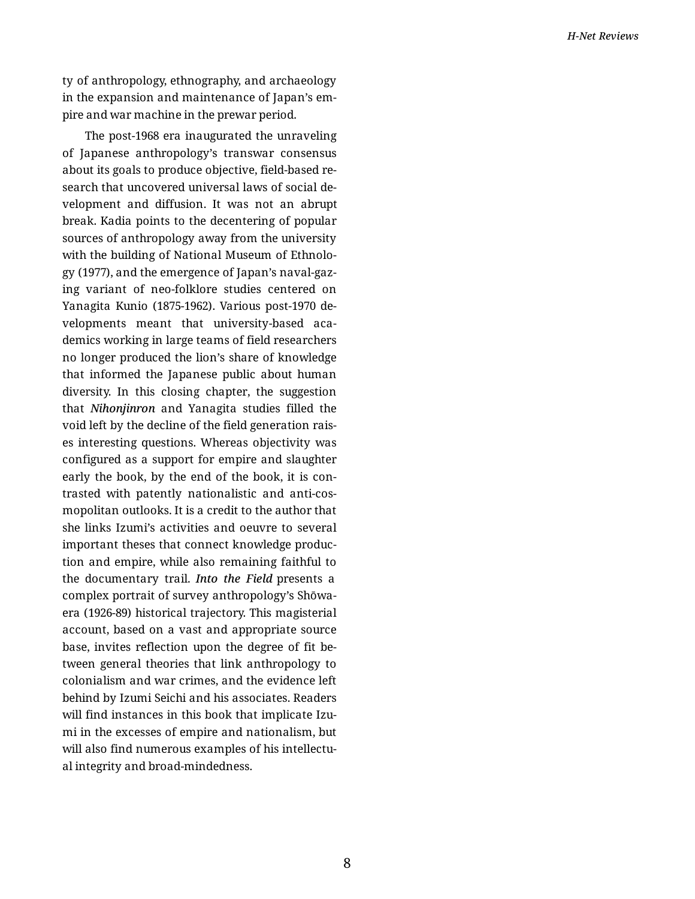ty of anthropology, ethnography, and archaeology in the expansion and maintenance of Japan's empire and war machine in the prewar period.

The post-1968 era inaugurated the unraveling of Japanese anthropology's transwar consensus about its goals to produce objective, field-based research that uncovered universal laws of social development and diffusion. It was not an abrupt break. Kadia points to the decentering of popular sources of anthropology away from the university with the building of National Museum of Ethnology (1977), and the emergence of Japan's naval-gazing variant of neo-folklore studies centered on Yanagita Kunio (1875-1962). Various post-1970 developments meant that university-based academics working in large teams of field researchers no longer produced the lion's share of knowledge that informed the Japanese public about human diversity. In this closing chapter, the suggestion that ***Nihonjinron*** and Yanagita studies filled the void left by the decline of the field generation raises interesting questions. Whereas objectivity was configured as a support for empire and slaughter early the book, by the end of the book, it is contrasted with patently nationalistic and anti-cosmopolitan outlooks. It is a credit to the author that she links Izumi's activities and oeuvre to several important theses that connect knowledge production and empire, while also remaining faithful to the documentary trail. ***Into the Field*** presents a complex portrait of survey anthropology's Shōwa-era (1926-89) historical trajectory. This magisterial account, based on a vast and appropriate source base, invites reflection upon the degree of fit between general theories that link anthropology to colonialism and war crimes, and the evidence left behind by Izumi Seichi and his associates. Readers will find instances in this book that implicate Izumi in the excesses of empire and nationalism, but will also find numerous examples of his intellectual integrity and broad-mindedness.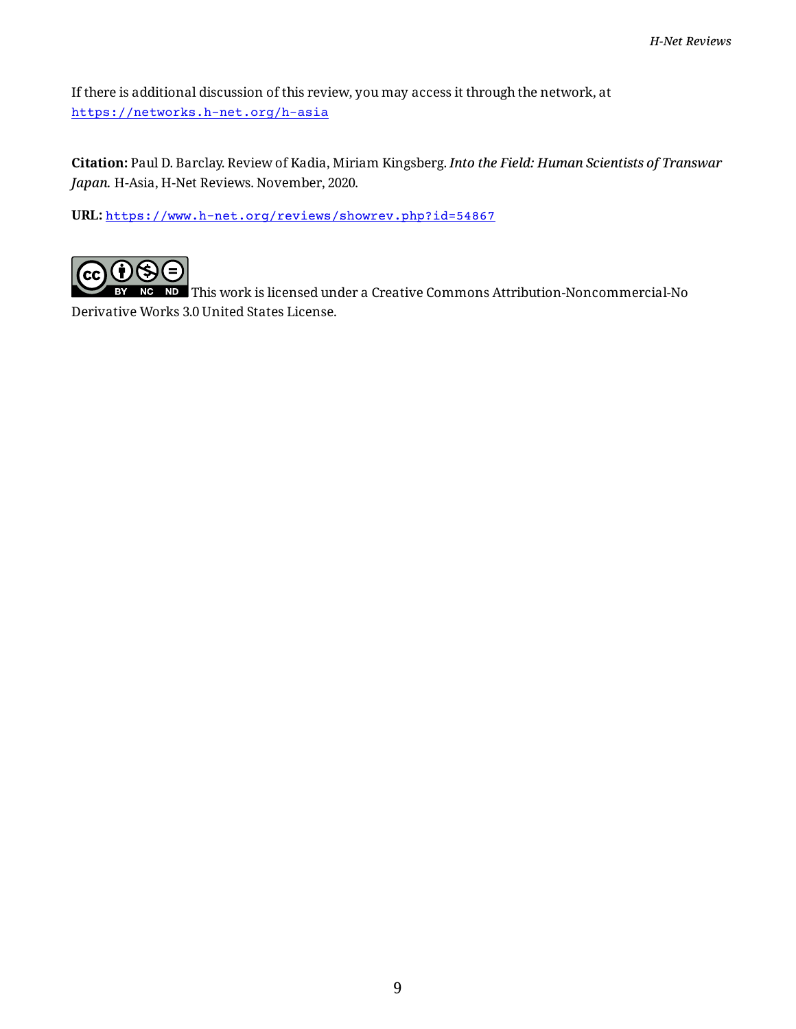If there is additional discussion of this review, you may access it through the network, at https://networks.h-net.org/h-asia

**Citation:** Paul D. Barclay. Review of Kadia, Miriam Kingsberg. *Into the Field: Human Scientists of Transwar Japan.* H-Asia, H-Net Reviews. November, 2020.

**URL:** https://www.h-net.org/reviews/showrev.php?id=54867

This work is licensed under a Creative Commons Attribution-Noncommercial-No Derivative Works 3.0 United States License.